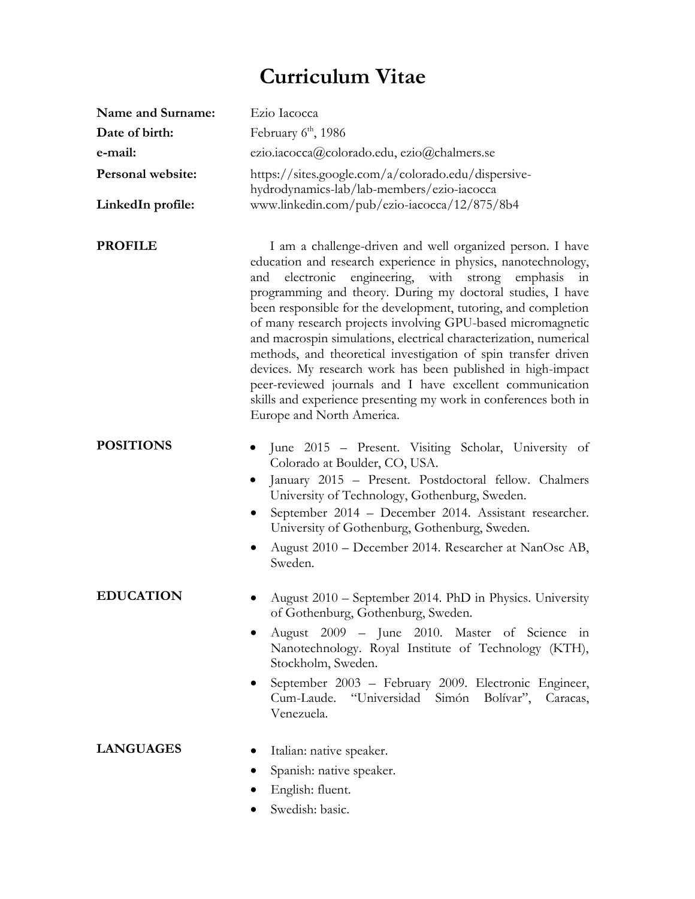# Curriculum Vitae

**Name and Surname:** Ezio Iacocca

**Date of birth:** February 6th, 1986

**e-mail:** ezio.iacocca@colorado.edu, ezio@chalmers.se

**Personal website:** https://sites.google.com/a/colorado.edu/dispersive-hydrodynamics-lab/lab-members/ezio-iacocca

**LinkedIn profile:** www.linkedin.com/pub/ezio-iacocca/12/875/8b4

## PROFILE

I am a challenge-driven and well organized person. I have education and research experience in physics, nanotechnology, and electronic engineering, with strong emphasis in programming and theory. During my doctoral studies, I have been responsible for the development, tutoring, and completion of many research projects involving GPU-based micromagnetic and macrospin simulations, electrical characterization, numerical methods, and theoretical investigation of spin transfer driven devices. My research work has been published in high-impact peer-reviewed journals and I have excellent communication skills and experience presenting my work in conferences both in Europe and North America.

## POSITIONS

- June 2015 – Present. Visiting Scholar, University of Colorado at Boulder, CO, USA.
- January 2015 – Present. Postdoctoral fellow. Chalmers University of Technology, Gothenburg, Sweden.
- September 2014 – December 2014. Assistant researcher. University of Gothenburg, Gothenburg, Sweden.
- August 2010 – December 2014. Researcher at NanOsc AB, Sweden.

## EDUCATION

- August 2010 – September 2014. PhD in Physics. University of Gothenburg, Gothenburg, Sweden.
- August 2009 – June 2010. Master of Science in Nanotechnology. Royal Institute of Technology (KTH), Stockholm, Sweden.
- September 2003 – February 2009. Electronic Engineer, Cum-Laude. "Universidad Simón Bolívar", Caracas, Venezuela.

## LANGUAGES

- Italian: native speaker.
- Spanish: native speaker.
- English: fluent.
- Swedish: basic.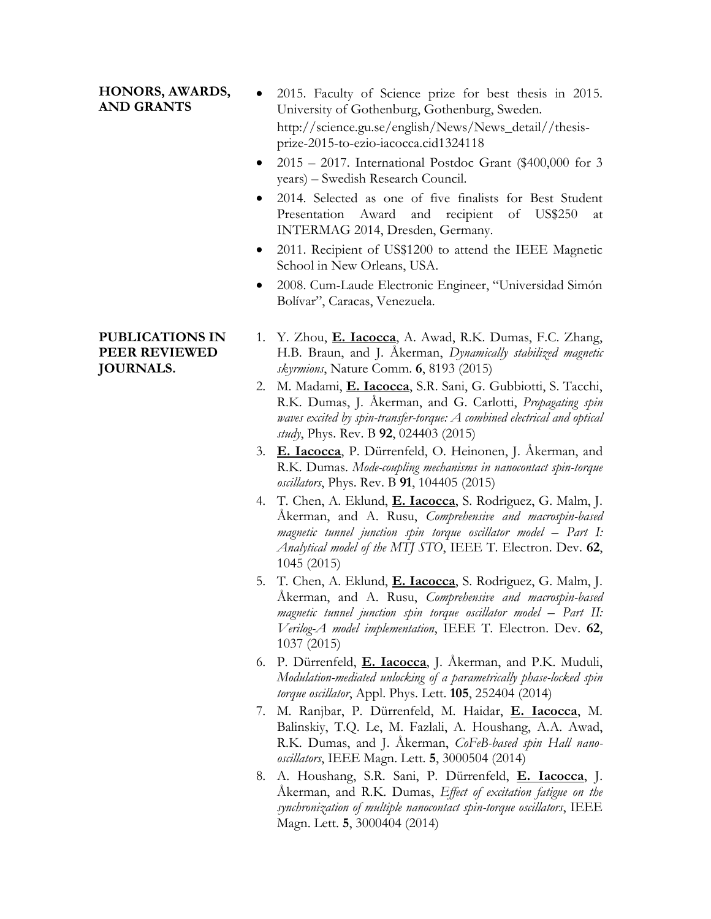## HONORS, AWARDS, AND GRANTS

- 2015. Faculty of Science prize for best thesis in 2015. University of Gothenburg, Gothenburg, Sweden. http://science.gu.se/english/News/News_detail//thesis-prize-2015-to-ezio-iacocca.cid1324118
- 2015 – 2017. International Postdoc Grant ($400,000 for 3 years) – Swedish Research Council.
- 2014. Selected as one of five finalists for Best Student Presentation Award and recipient of US$250 at INTERMAG 2014, Dresden, Germany.
- 2011. Recipient of US$1200 to attend the IEEE Magnetic School in New Orleans, USA.
- 2008. Cum-Laude Electronic Engineer, "Universidad Simón Bolívar", Caracas, Venezuela.

## PUBLICATIONS IN PEER REVIEWED JOURNALS.

1. Y. Zhou, **E. Iacocca**, A. Awad, R.K. Dumas, F.C. Zhang, H.B. Braun, and J. Åkerman, *Dynamically stabilized magnetic skyrmions*, Nature Comm. **6**, 8193 (2015)
2. M. Madami, **E. Iacocca**, S.R. Sani, G. Gubbiotti, S. Tacchi, R.K. Dumas, J. Åkerman, and G. Carlotti, *Propagating spin waves excited by spin-transfer-torque: A combined electrical and optical study*, Phys. Rev. B **92**, 024403 (2015)
3. **E. Iacocca**, P. Dürrenfeld, O. Heinonen, J. Åkerman, and R.K. Dumas. *Mode-coupling mechanisms in nanocontact spin-torque oscillators*, Phys. Rev. B **91**, 104405 (2015)
4. T. Chen, A. Eklund, **E. Iacocca**, S. Rodriguez, G. Malm, J. Åkerman, and A. Rusu, *Comprehensive and macrospin-based magnetic tunnel junction spin torque oscillator model – Part I: Analytical model of the MTJ STO*, IEEE T. Electron. Dev. **62**, 1045 (2015)
5. T. Chen, A. Eklund, **E. Iacocca**, S. Rodriguez, G. Malm, J. Åkerman, and A. Rusu, *Comprehensive and macrospin-based magnetic tunnel junction spin torque oscillator model – Part II: Verilog-A model implementation*, IEEE T. Electron. Dev. **62**, 1037 (2015)
6. P. Dürrenfeld, **E. Iacocca**, J. Åkerman, and P.K. Muduli, *Modulation-mediated unlocking of a parametrically phase-locked spin torque oscillator*, Appl. Phys. Lett. **105**, 252404 (2014)
7. M. Ranjbar, P. Dürrenfeld, M. Haidar, **E. Iacocca**, M. Balinskiy, T.Q. Le, M. Fazlali, A. Houshang, A.A. Awad, R.K. Dumas, and J. Åkerman, *CoFeB-based spin Hall nano-oscillators*, IEEE Magn. Lett. **5**, 3000504 (2014)
8. A. Houshang, S.R. Sani, P. Dürrenfeld, **E. Iacocca**, J. Åkerman, and R.K. Dumas, *Effect of excitation fatigue on the synchronization of multiple nanocontact spin-torque oscillators*, IEEE Magn. Lett. **5**, 3000404 (2014)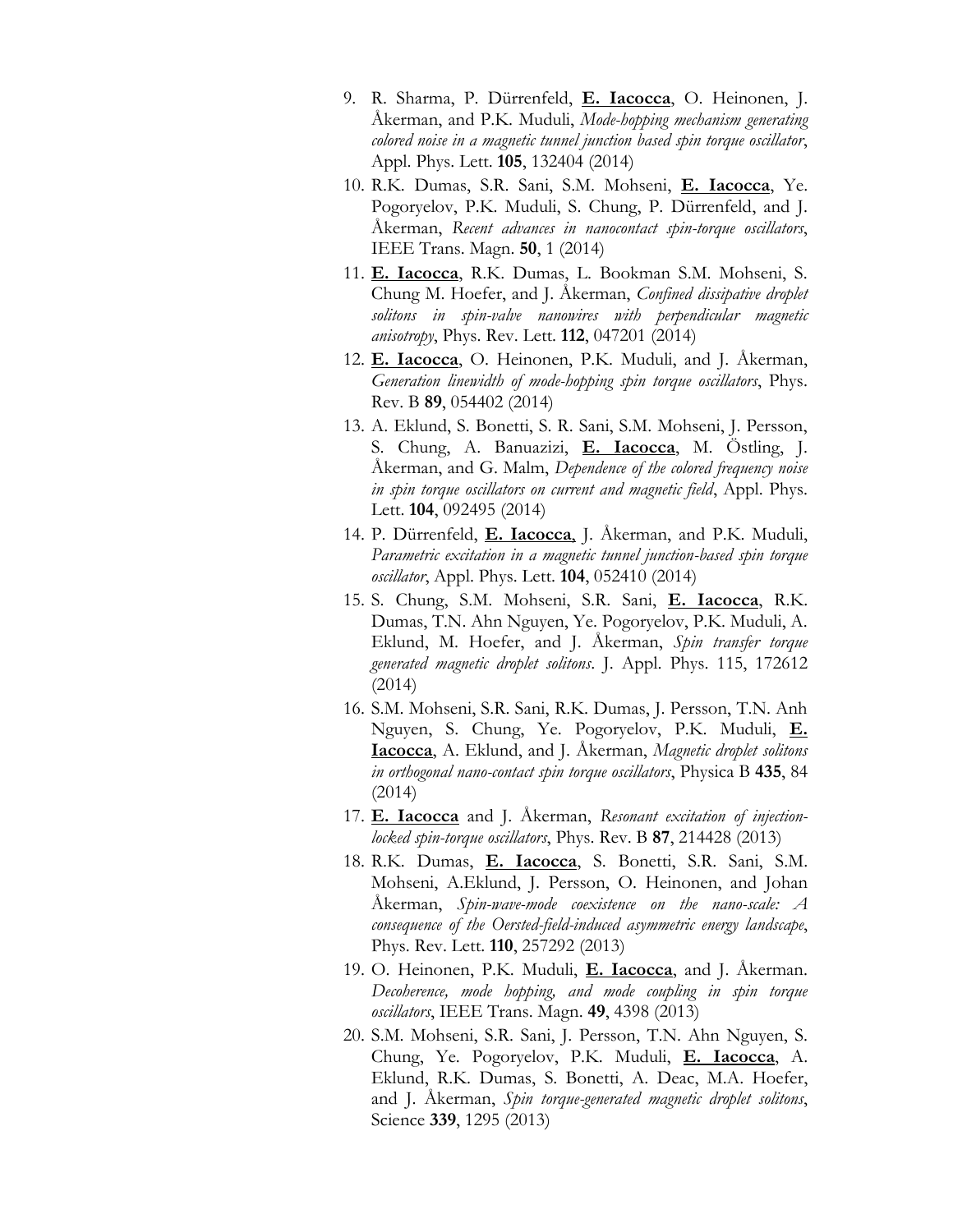9. R. Sharma, P. Dürrenfeld, **E. Iacocca**, O. Heinonen, J. Åkerman, and P.K. Muduli, *Mode-hopping mechanism generating colored noise in a magnetic tunnel junction based spin torque oscillator*, Appl. Phys. Lett. **105**, 132404 (2014)
10. R.K. Dumas, S.R. Sani, S.M. Mohseni, **E. Iacocca**, Ye. Pogoryelov, P.K. Muduli, S. Chung, P. Dürrenfeld, and J. Åkerman, *Recent advances in nanocontact spin-torque oscillators*, IEEE Trans. Magn. **50**, 1 (2014)
11. **E. Iacocca**, R.K. Dumas, L. Bookman S.M. Mohseni, S. Chung M. Hoefer, and J. Åkerman, *Confined dissipative droplet solitons in spin-valve nanowires with perpendicular magnetic anisotropy*, Phys. Rev. Lett. **112**, 047201 (2014)
12. **E. Iacocca**, O. Heinonen, P.K. Muduli, and J. Åkerman, *Generation linewidth of mode-hopping spin torque oscillators*, Phys. Rev. B **89**, 054402 (2014)
13. A. Eklund, S. Bonetti, S. R. Sani, S.M. Mohseni, J. Persson, S. Chung, A. Banuazizi, **E. Iacocca**, M. Östling, J. Åkerman, and G. Malm, *Dependence of the colored frequency noise in spin torque oscillators on current and magnetic field*, Appl. Phys. Lett. **104**, 092495 (2014)
14. P. Dürrenfeld, **E. Iacocca**, J. Åkerman, and P.K. Muduli, *Parametric excitation in a magnetic tunnel junction-based spin torque oscillator*, Appl. Phys. Lett. **104**, 052410 (2014)
15. S. Chung, S.M. Mohseni, S.R. Sani, **E. Iacocca**, R.K. Dumas, T.N. Ahn Nguyen, Ye. Pogoryelov, P.K. Muduli, A. Eklund, M. Hoefer, and J. Åkerman, *Spin transfer torque generated magnetic droplet solitons*. J. Appl. Phys. 115, 172612 (2014)
16. S.M. Mohseni, S.R. Sani, R.K. Dumas, J. Persson, T.N. Anh Nguyen, S. Chung, Ye. Pogoryelov, P.K. Muduli, **E. Iacocca**, A. Eklund, and J. Åkerman, *Magnetic droplet solitons in orthogonal nano-contact spin torque oscillators*, Physica B **435**, 84 (2014)
17. **E. Iacocca** and J. Åkerman, *Resonant excitation of injection-locked spin-torque oscillators*, Phys. Rev. B **87**, 214428 (2013)
18. R.K. Dumas, **E. Iacocca**, S. Bonetti, S.R. Sani, S.M. Mohseni, A.Eklund, J. Persson, O. Heinonen, and Johan Åkerman, *Spin-wave-mode coexistence on the nano-scale: A consequence of the Oersted-field-induced asymmetric energy landscape*, Phys. Rev. Lett. **110**, 257292 (2013)
19. O. Heinonen, P.K. Muduli, **E. Iacocca**, and J. Åkerman. *Decoherence, mode hopping, and mode coupling in spin torque oscillators*, IEEE Trans. Magn. **49**, 4398 (2013)
20. S.M. Mohseni, S.R. Sani, J. Persson, T.N. Ahn Nguyen, S. Chung, Ye. Pogoryelov, P.K. Muduli, **E. Iacocca**, A. Eklund, R.K. Dumas, S. Bonetti, A. Deac, M.A. Hoefer, and J. Åkerman, *Spin torque-generated magnetic droplet solitons*, Science **339**, 1295 (2013)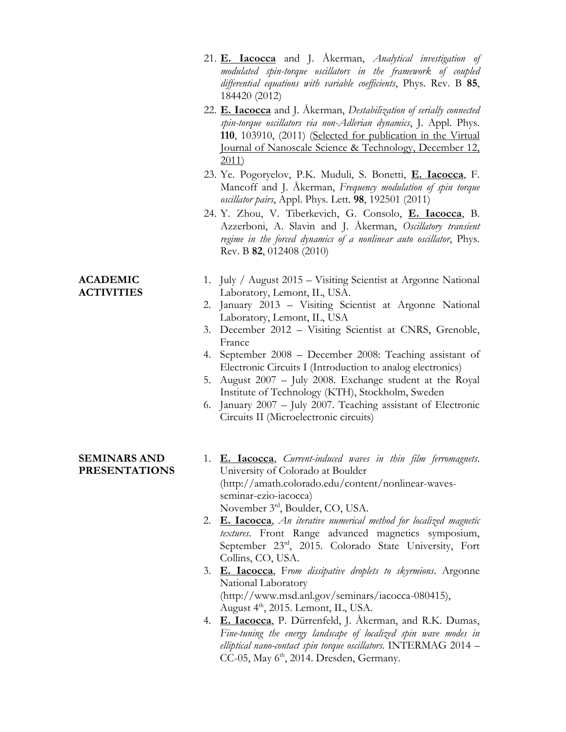21. <u>**E. Iacocca**</u> and J. Åkerman, *Analytical investigation of modulated spin-torque oscillators in the framework of coupled differential equations with variable coefficients*, Phys. Rev. B **85**, 184420 (2012)
22. <u>**E. Iacocca**</u> and J. Åkerman, *Destabilization of serially connected spin-torque oscillators via non-Adlerian dynamics*, J. Appl. Phys. **110**, 103910, (2011) (<u>Selected for publication in the Virtual Journal of Nanoscale Science & Technology, December 12, 2011</u>)
23. Ye. Pogoryelov, P.K. Muduli, S. Bonetti, <u>**E. Iacocca**</u>, F. Mancoff and J. Åkerman, *Frequency modulation of spin torque oscillator pairs*, Appl. Phys. Lett. **98**, 192501 (2011)
24. Y. Zhou, V. Tiberkevich, G. Consolo, <u>**E. Iacocca**</u>, B. Azzerboni, A. Slavin and J. Åkerman, *Oscillatory transient regime in the forced dynamics of a nonlinear auto oscillator*, Phys. Rev. B **82**, 012408 (2010)

## ACADEMIC ACTIVITIES

1. July / August 2015 – Visiting Scientist at Argonne National Laboratory, Lemont, IL, USA.
2. January 2013 – Visiting Scientist at Argonne National Laboratory, Lemont, IL, USA
3. December 2012 – Visiting Scientist at CNRS, Grenoble, France
4. September 2008 – December 2008: Teaching assistant of Electronic Circuits I (Introduction to analog electronics)
5. August 2007 – July 2008. Exchange student at the Royal Institute of Technology (KTH), Stockholm, Sweden
6. January 2007 – July 2007. Teaching assistant of Electronic Circuits II (Microelectronic circuits)

## SEMINARS AND PRESENTATIONS

1. <u>**E. Iacocca**</u>, *Current-induced waves in thin film ferromagnets*. University of Colorado at Boulder (http://amath.colorado.edu/content/nonlinear-waves-seminar-ezio-iacocca) November 3rd, Boulder, CO, USA.
2. <u>**E. Iacocca**</u>, *An iterative numerical method for localized magnetic textures*. Front Range advanced magnetics symposium, September 23rd, 2015. Colorado State University, Fort Collins, CO, USA.
3. <u>**E. Iacocca**</u>, F*rom dissipative droplets to skyrmions*. Argonne National Laboratory (http://www.msd.anl.gov/seminars/iacocca-080415), August 4th, 2015. Lemont, IL, USA.
4. <u>**E. Iacocca**</u>, P. Dürrenfeld, J. Åkerman, and R.K. Dumas, *Fine-tuning the energy landscape of localized spin wave modes in elliptical nano-contact spin torque oscillators*. INTERMAG 2014 – CC-05, May 6th, 2014. Dresden, Germany.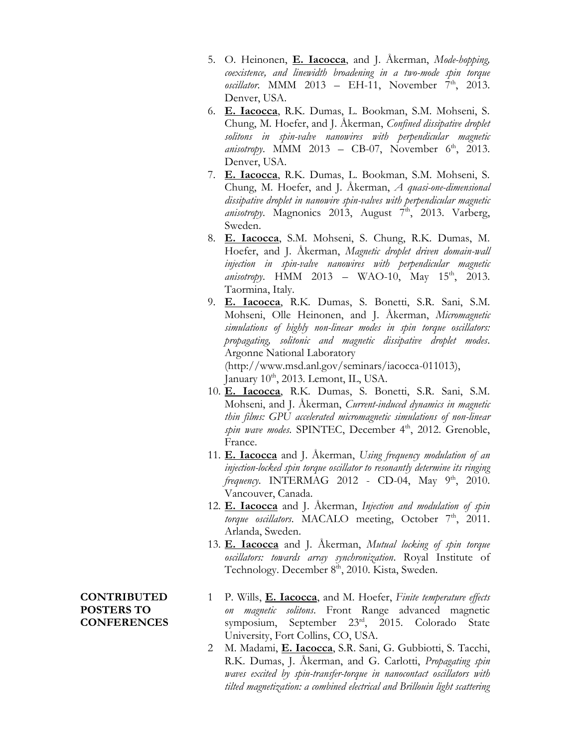5. O. Heinonen, **E. Iacocca**, and J. Åkerman, *Mode-hopping, coexistence, and linewidth broadening in a two-mode spin torque oscillator*. MMM 2013 – EH-11, November 7th, 2013. Denver, USA.
6. **E. Iacocca**, R.K. Dumas, L. Bookman, S.M. Mohseni, S. Chung, M. Hoefer, and J. Åkerman, *Confined dissipative droplet solitons in spin-valve nanowires with perpendicular magnetic anisotropy*. MMM 2013 – CB-07, November 6th, 2013. Denver, USA.
7. **E. Iacocca**, R.K. Dumas, L. Bookman, S.M. Mohseni, S. Chung, M. Hoefer, and J. Åkerman, *A quasi-one-dimensional dissipative droplet in nanowire spin-valves with perpendicular magnetic anisotropy*. Magnonics 2013, August 7th, 2013. Varberg, Sweden.
8. **E. Iacocca**, S.M. Mohseni, S. Chung, R.K. Dumas, M. Hoefer, and J. Åkerman, *Magnetic droplet driven domain-wall injection in spin-valve nanowires with perpendicular magnetic anisotropy*. HMM 2013 – WAO-10, May 15th, 2013. Taormina, Italy.
9. **E. Iacocca**, R.K. Dumas, S. Bonetti, S.R. Sani, S.M. Mohseni, Olle Heinonen, and J. Åkerman, *Micromagnetic simulations of highly non-linear modes in spin torque oscillators: propagating, solitonic and magnetic dissipative droplet modes*. Argonne National Laboratory (http://www.msd.anl.gov/seminars/iacocca-011013), January 10th, 2013. Lemont, IL, USA.
10. **E. Iacocca**, R.K. Dumas, S. Bonetti, S.R. Sani, S.M. Mohseni, and J. Åkerman, *Current-induced dynamics in magnetic thin films: GPU accelerated micromagnetic simulations of non-linear spin wave modes*. SPINTEC, December 4th, 2012. Grenoble, France.
11. **E. Iacocca** and J. Åkerman, *Using frequency modulation of an injection-locked spin torque oscillator to resonantly determine its ringing frequency*. INTERMAG 2012 - CD-04, May 9th, 2010. Vancouver, Canada.
12. **E. Iacocca** and J. Åkerman, *Injection and modulation of spin torque oscillators*. MACALO meeting, October 7th, 2011. Arlanda, Sweden.
13. **E. Iacocca** and J. Åkerman, *Mutual locking of spin torque oscillators: towards array synchronization*. Royal Institute of Technology. December 8th, 2010. Kista, Sweden.

**CONTRIBUTED POSTERS TO CONFERENCES**

1 P. Wills, **E. Iacocca**, and M. Hoefer, *Finite temperature effects on magnetic solitons*. Front Range advanced magnetic symposium, September 23rd, 2015. Colorado State University, Fort Collins, CO, USA.

2 M. Madami, **E. Iacocca**, S.R. Sani, G. Gubbiotti, S. Tacchi, R.K. Dumas, J. Åkerman, and G. Carlotti, *Propagating spin waves excited by spin-transfer-torque in nanocontact oscillators with tilted magnetization: a combined electrical and Brillouin light scattering*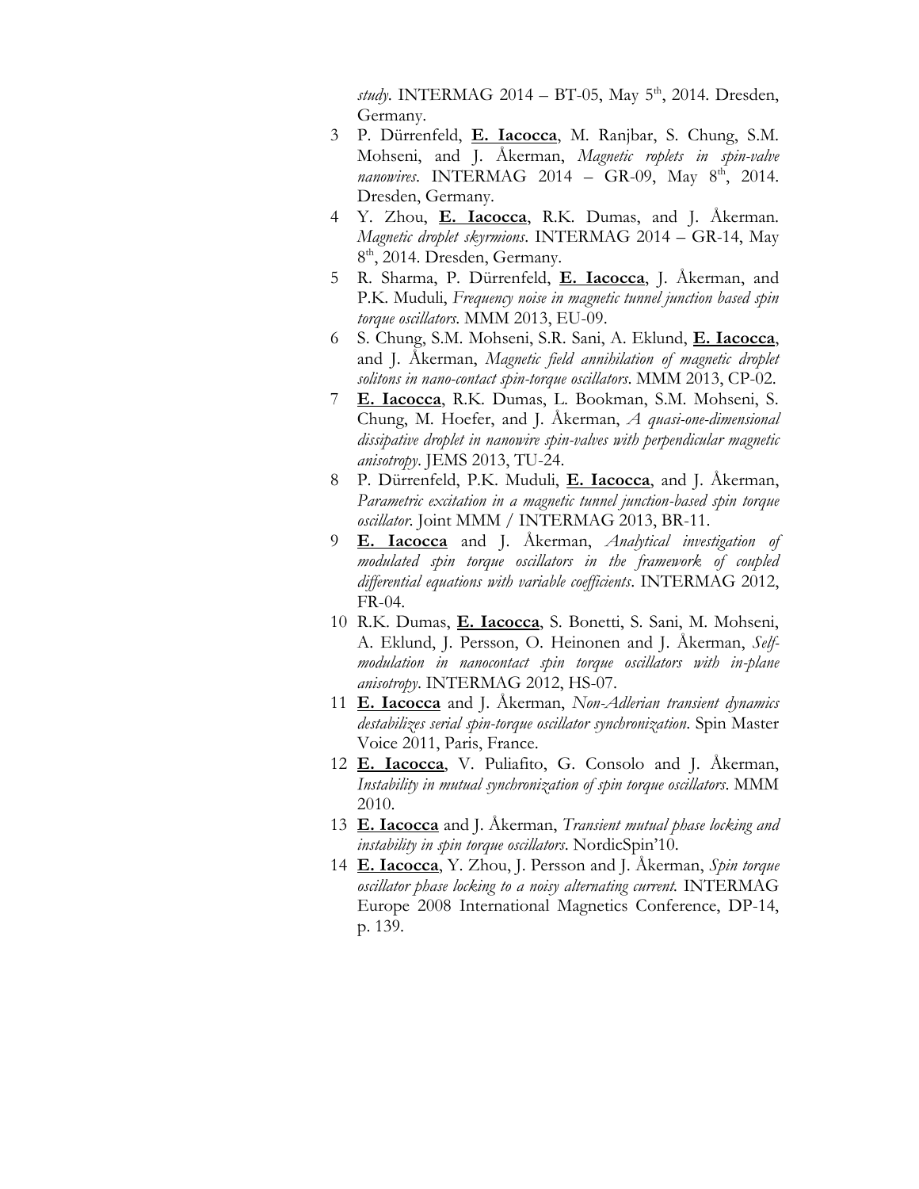*study*. INTERMAG 2014 – BT-05, May 5th, 2014. Dresden, Germany.

3. P. Dürrenfeld, **E. Iacocca**, M. Ranjbar, S. Chung, S.M. Mohseni, and J. Åkerman, *Magnetic roplets in spin-valve nanowires*. INTERMAG 2014 – GR-09, May 8th, 2014. Dresden, Germany.
4. Y. Zhou, **E. Iacocca**, R.K. Dumas, and J. Åkerman. *Magnetic droplet skyrmions*. INTERMAG 2014 – GR-14, May 8th, 2014. Dresden, Germany.
5. R. Sharma, P. Dürrenfeld, **E. Iacocca**, J. Åkerman, and P.K. Muduli, *Frequency noise in magnetic tunnel junction based spin torque oscillators*. MMM 2013, EU-09.
6. S. Chung, S.M. Mohseni, S.R. Sani, A. Eklund, **E. Iacocca**, and J. Åkerman, *Magnetic field annihilation of magnetic droplet solitons in nano-contact spin-torque oscillators*. MMM 2013, CP-02.
7. **E. Iacocca**, R.K. Dumas, L. Bookman, S.M. Mohseni, S. Chung, M. Hoefer, and J. Åkerman, *A quasi-one-dimensional dissipative droplet in nanowire spin-valves with perpendicular magnetic anisotropy*. JEMS 2013, TU-24.
8. P. Dürrenfeld, P.K. Muduli, **E. Iacocca**, and J. Åkerman, *Parametric excitation in a magnetic tunnel junction-based spin torque oscillator*. Joint MMM / INTERMAG 2013, BR-11.
9. **E. Iacocca** and J. Åkerman, *Analytical investigation of modulated spin torque oscillators in the framework of coupled differential equations with variable coefficients*. INTERMAG 2012, FR-04.
10. R.K. Dumas, **E. Iacocca**, S. Bonetti, S. Sani, M. Mohseni, A. Eklund, J. Persson, O. Heinonen and J. Åkerman, *Self-modulation in nanocontact spin torque oscillators with in-plane anisotropy*. INTERMAG 2012, HS-07.
11. **E. Iacocca** and J. Åkerman, *Non-Adlerian transient dynamics destabilizes serial spin-torque oscillator synchronization*. Spin Master Voice 2011, Paris, France.
12. **E. Iacocca**, V. Puliafito, G. Consolo and J. Åkerman, *Instability in mutual synchronization of spin torque oscillators*. MMM 2010.
13. **E. Iacocca** and J. Åkerman, *Transient mutual phase locking and instability in spin torque oscillators*. NordicSpin'10.
14. **E. Iacocca**, Y. Zhou, J. Persson and J. Åkerman, *Spin torque oscillator phase locking to a noisy alternating current.* INTERMAG Europe 2008 International Magnetics Conference, DP-14, p. 139.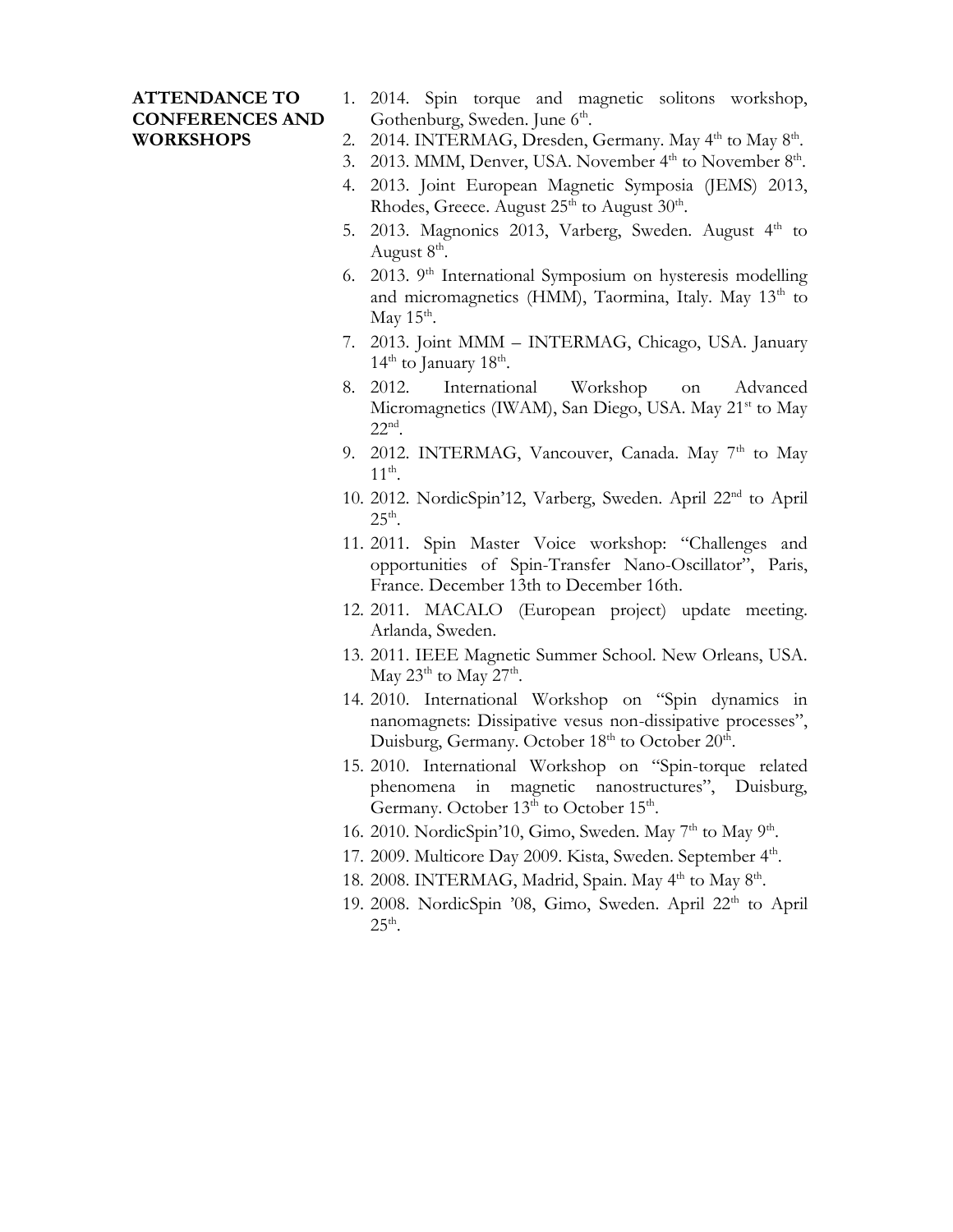**ATTENDANCE TO CONFERENCES AND WORKSHOPS**

1. 2014. Spin torque and magnetic solitons workshop, Gothenburg, Sweden. June 6th.
2. 2014. INTERMAG, Dresden, Germany. May 4th to May 8th.
3. 2013. MMM, Denver, USA. November 4th to November 8th.
4. 2013. Joint European Magnetic Symposia (JEMS) 2013, Rhodes, Greece. August 25th to August 30th.
5. 2013. Magnonics 2013, Varberg, Sweden. August 4th to August 8th.
6. 2013. 9th International Symposium on hysteresis modelling and micromagnetics (HMM), Taormina, Italy. May 13th to May 15th.
7. 2013. Joint MMM – INTERMAG, Chicago, USA. January 14th to January 18th.
8. 2012. International Workshop on Advanced Micromagnetics (IWAM), San Diego, USA. May 21st to May 22nd.
9. 2012. INTERMAG, Vancouver, Canada. May 7th to May 11th.
10. 2012. NordicSpin'12, Varberg, Sweden. April 22nd to April 25th.
11. 2011. Spin Master Voice workshop: "Challenges and opportunities of Spin-Transfer Nano-Oscillator", Paris, France. December 13th to December 16th.
12. 2011. MACALO (European project) update meeting. Arlanda, Sweden.
13. 2011. IEEE Magnetic Summer School. New Orleans, USA. May 23th to May 27th.
14. 2010. International Workshop on "Spin dynamics in nanomagnets: Dissipative vesus non-dissipative processes", Duisburg, Germany. October 18th to October 20th.
15. 2010. International Workshop on "Spin-torque related phenomena in magnetic nanostructures", Duisburg, Germany. October 13th to October 15th.
16. 2010. NordicSpin'10, Gimo, Sweden. May 7th to May 9th.
17. 2009. Multicore Day 2009. Kista, Sweden. September 4th.
18. 2008. INTERMAG, Madrid, Spain. May 4th to May 8th.
19. 2008. NordicSpin '08, Gimo, Sweden. April 22th to April 25th.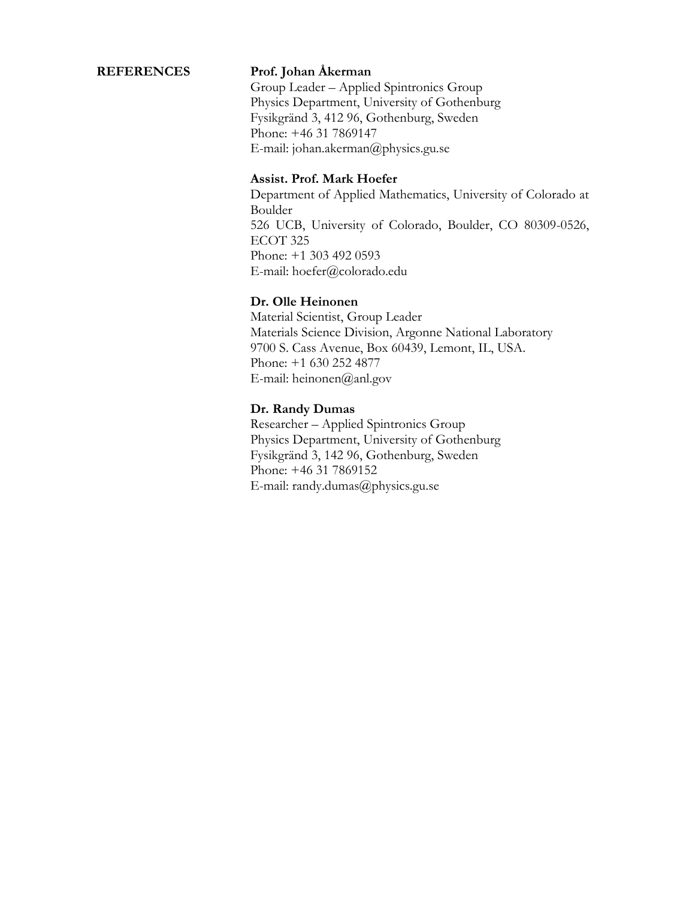## REFERENCES

**Prof. Johan Åkerman**
Group Leader – Applied Spintronics Group
Physics Department, University of Gothenburg
Fysikgränd 3, 412 96, Gothenburg, Sweden
Phone: +46 31 7869147
E-mail: johan.akerman@physics.gu.se

**Assist. Prof. Mark Hoefer**
Department of Applied Mathematics, University of Colorado at Boulder
526 UCB, University of Colorado, Boulder, CO 80309-0526, ECOT 325
Phone: +1 303 492 0593
E-mail: hoefer@colorado.edu

**Dr. Olle Heinonen**
Material Scientist, Group Leader
Materials Science Division, Argonne National Laboratory
9700 S. Cass Avenue, Box 60439, Lemont, IL, USA.
Phone: +1 630 252 4877
E-mail: heinonen@anl.gov

**Dr. Randy Dumas**
Researcher – Applied Spintronics Group
Physics Department, University of Gothenburg
Fysikgränd 3, 142 96, Gothenburg, Sweden
Phone: +46 31 7869152
E-mail: randy.dumas@physics.gu.se